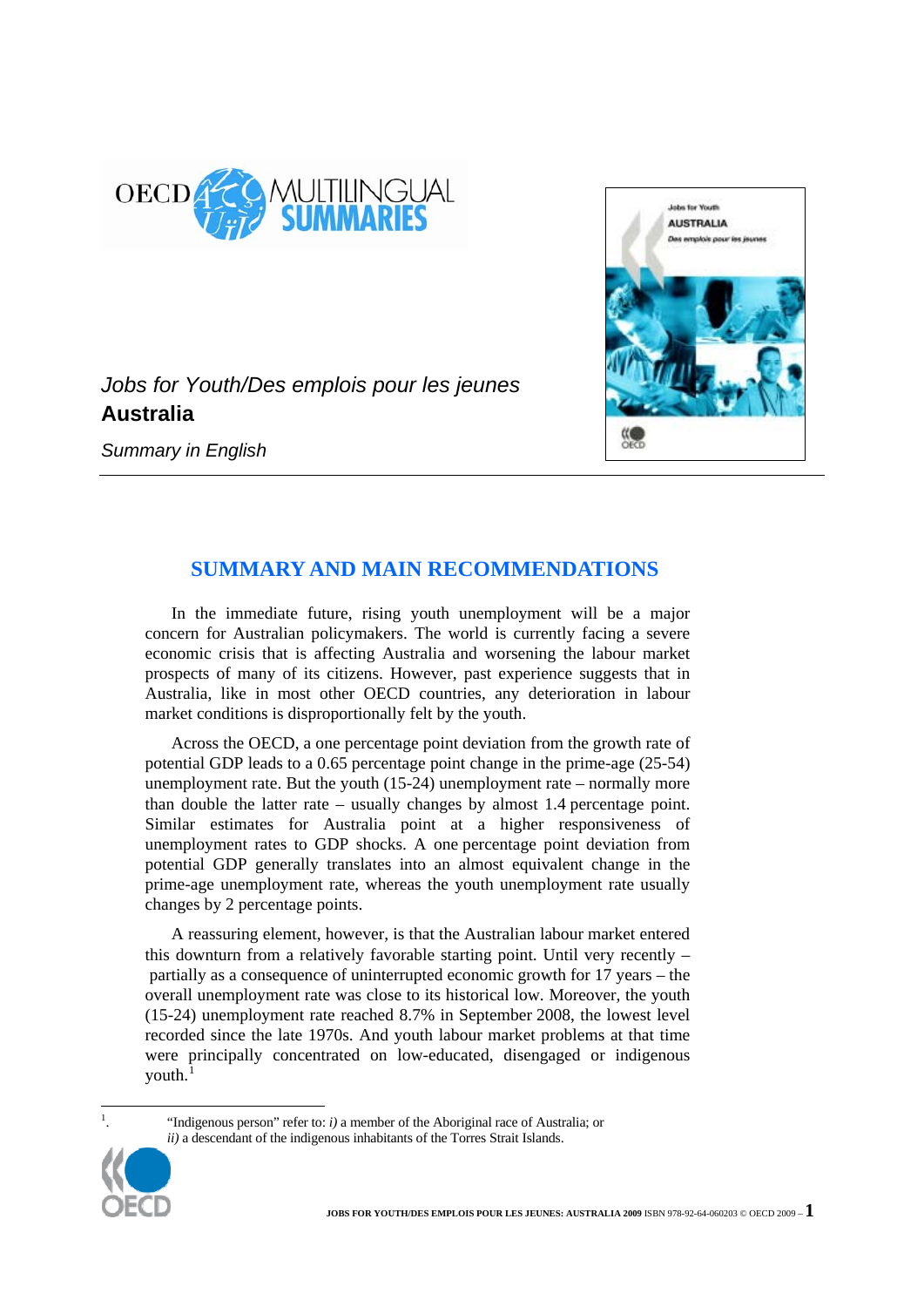*Jobs for Youth/Des emplois pour les jeunes*

**Australia**

*Summary in English*

## SUMMARY AND MAIN RECOMMENDATIONS

In the immediate future, rising youth unemployment will be a major concern for Australian policymakers. The world is currently facing a severe economic crisis that is affecting Australia and worsening the labour market prospects of many of its citizens. However, past experience suggests that in Australia, like in most other OECD countries, any deterioration in labour market conditions is disproportionally felt by the youth.

Across the OECD, a one percentage point deviation from the growth rate of potential GDP leads to a 0.65 percentage point change in the prime-age (25-54) unemployment rate. But the youth (15-24) unemployment rate – normally more than double the latter rate – usually changes by almost 1.4 percentage point. Similar estimates for Australia point at a higher responsiveness of unemployment rates to GDP shocks. A one percentage point deviation from potential GDP generally translates into an almost equivalent change in the prime-age unemployment rate, whereas the youth unemployment rate usually changes by 2 percentage points.

A reassuring element, however, is that the Australian labour market entered this downturn from a relatively favorable starting point. Until very recently – partially as a consequence of uninterrupted economic growth for 17 years – the overall unemployment rate was close to its historical low. Moreover, the youth (15-24) unemployment rate reached 8.7% in September 2008, the lowest level recorded since the late 1970s. And youth labour market problems at that time were principally concentrated on low-educated, disengaged or indigenous youth.[1]

[1]. "Indigenous person" refer to: *i)* a member of the Aboriginal race of Australia; or *ii)* a descendant of the indigenous inhabitants of the Torres Strait Islands.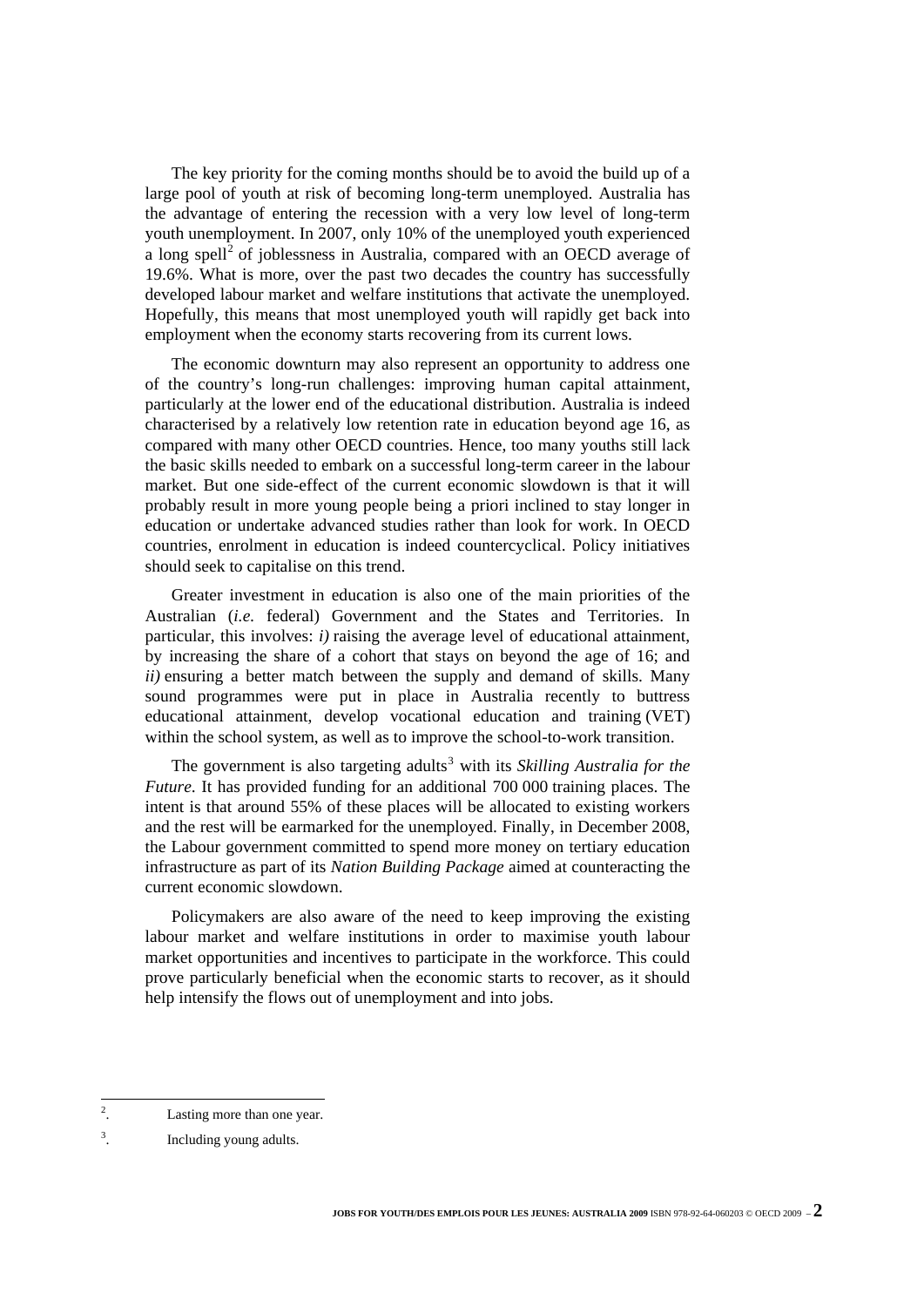The key priority for the coming months should be to avoid the build up of a large pool of youth at risk of becoming long-term unemployed. Australia has the advantage of entering the recession with a very low level of long-term youth unemployment. In 2007, only 10% of the unemployed youth experienced a long spell[2] of joblessness in Australia, compared with an OECD average of 19.6%. What is more, over the past two decades the country has successfully developed labour market and welfare institutions that activate the unemployed. Hopefully, this means that most unemployed youth will rapidly get back into employment when the economy starts recovering from its current lows.

The economic downturn may also represent an opportunity to address one of the country's long-run challenges: improving human capital attainment, particularly at the lower end of the educational distribution. Australia is indeed characterised by a relatively low retention rate in education beyond age 16, as compared with many other OECD countries. Hence, too many youths still lack the basic skills needed to embark on a successful long-term career in the labour market. But one side-effect of the current economic slowdown is that it will probably result in more young people being a priori inclined to stay longer in education or undertake advanced studies rather than look for work. In OECD countries, enrolment in education is indeed countercyclical. Policy initiatives should seek to capitalise on this trend.

Greater investment in education is also one of the main priorities of the Australian (*i.e.* federal) Government and the States and Territories. In particular, this involves: *i)* raising the average level of educational attainment, by increasing the share of a cohort that stays on beyond the age of 16; and *ii)* ensuring a better match between the supply and demand of skills. Many sound programmes were put in place in Australia recently to buttress educational attainment, develop vocational education and training (VET) within the school system, as well as to improve the school-to-work transition.

The government is also targeting adults[3] with its *Skilling Australia for the Future*. It has provided funding for an additional 700 000 training places. The intent is that around 55% of these places will be allocated to existing workers and the rest will be earmarked for the unemployed. Finally, in December 2008, the Labour government committed to spend more money on tertiary education infrastructure as part of its *Nation Building Package* aimed at counteracting the current economic slowdown.

Policymakers are also aware of the need to keep improving the existing labour market and welfare institutions in order to maximise youth labour market opportunities and incentives to participate in the workforce. This could prove particularly beneficial when the economic starts to recover, as it should help intensify the flows out of unemployment and into jobs.

---

2. Lasting more than one year.

3. Including young adults.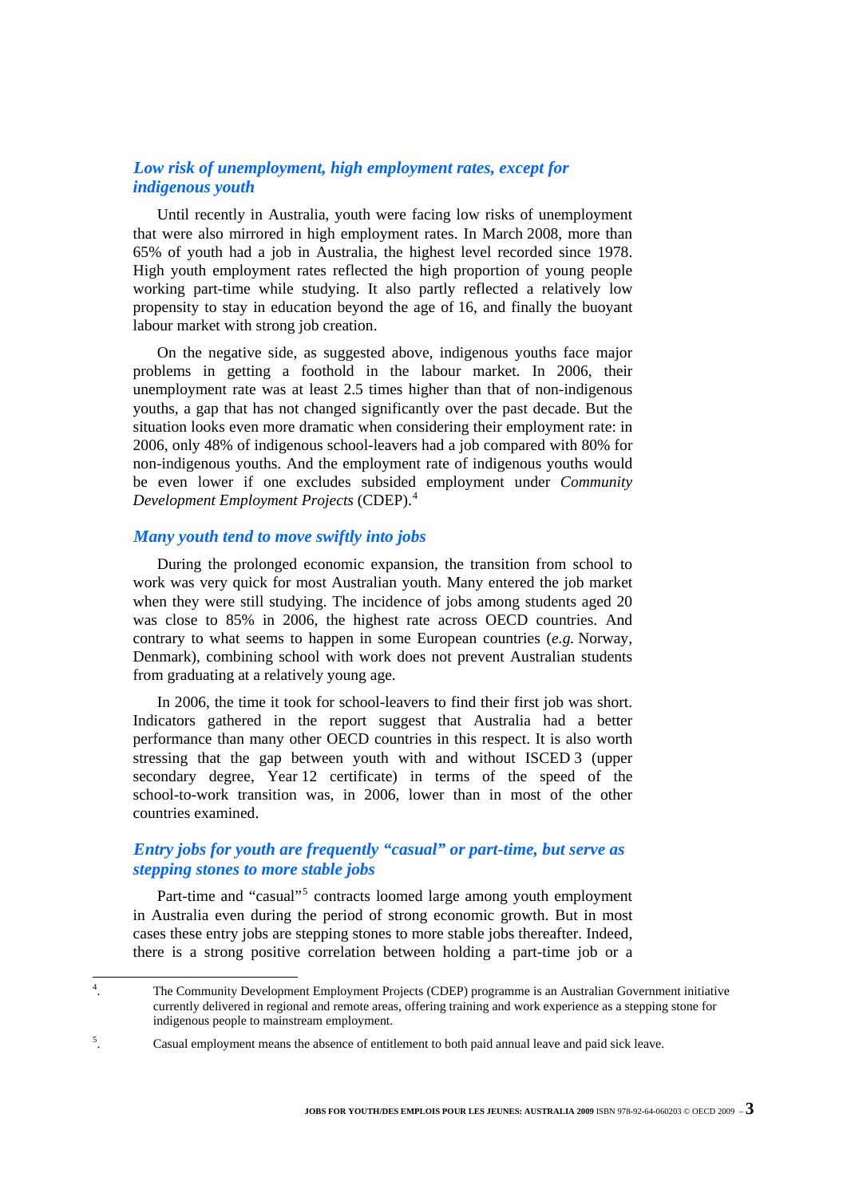### *Low risk of unemployment, high employment rates, except for indigenous youth*

Until recently in Australia, youth were facing low risks of unemployment that were also mirrored in high employment rates. In March 2008, more than 65% of youth had a job in Australia, the highest level recorded since 1978. High youth employment rates reflected the high proportion of young people working part-time while studying. It also partly reflected a relatively low propensity to stay in education beyond the age of 16, and finally the buoyant labour market with strong job creation.

On the negative side, as suggested above, indigenous youths face major problems in getting a foothold in the labour market. In 2006, their unemployment rate was at least 2.5 times higher than that of non-indigenous youths, a gap that has not changed significantly over the past decade. But the situation looks even more dramatic when considering their employment rate: in 2006, only 48% of indigenous school-leavers had a job compared with 80% for non-indigenous youths. And the employment rate of indigenous youths would be even lower if one excludes subsided employment under *Community Development Employment Projects* (CDEP).[4]

### *Many youth tend to move swiftly into jobs*

During the prolonged economic expansion, the transition from school to work was very quick for most Australian youth. Many entered the job market when they were still studying. The incidence of jobs among students aged 20 was close to 85% in 2006, the highest rate across OECD countries. And contrary to what seems to happen in some European countries (*e.g.* Norway, Denmark), combining school with work does not prevent Australian students from graduating at a relatively young age.

In 2006, the time it took for school-leavers to find their first job was short. Indicators gathered in the report suggest that Australia had a better performance than many other OECD countries in this respect. It is also worth stressing that the gap between youth with and without ISCED 3 (upper secondary degree, Year 12 certificate) in terms of the speed of the school-to-work transition was, in 2006, lower than in most of the other countries examined.

### *Entry jobs for youth are frequently "casual" or part-time, but serve as stepping stones to more stable jobs*

Part-time and "casual"[5] contracts loomed large among youth employment in Australia even during the period of strong economic growth. But in most cases these entry jobs are stepping stones to more stable jobs thereafter. Indeed, there is a strong positive correlation between holding a part-time job or a

---

4. The Community Development Employment Projects (CDEP) programme is an Australian Government initiative currently delivered in regional and remote areas, offering training and work experience as a stepping stone for indigenous people to mainstream employment.

5. Casual employment means the absence of entitlement to both paid annual leave and paid sick leave.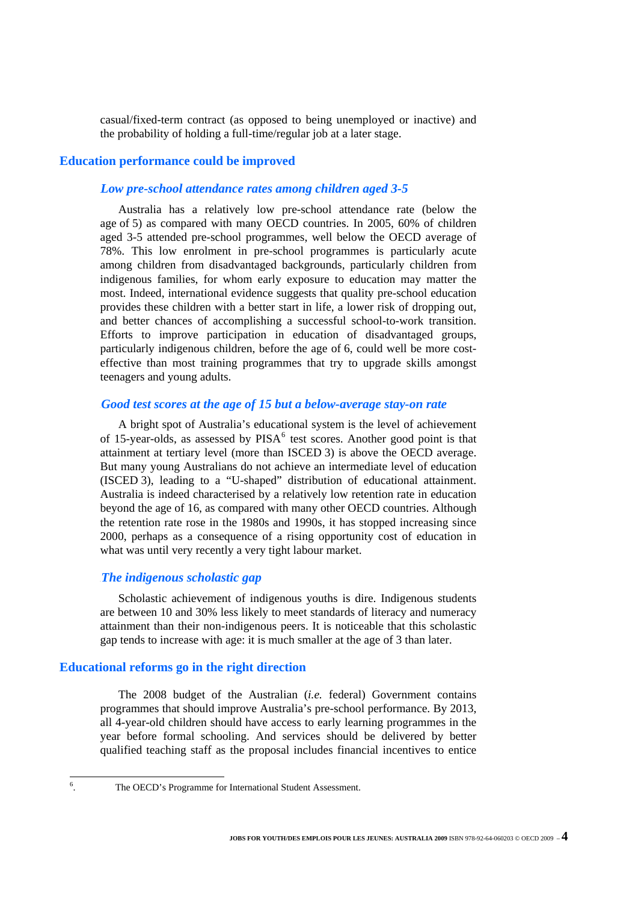casual/fixed-term contract (as opposed to being unemployed or inactive) and the probability of holding a full-time/regular job at a later stage.

## Education performance could be improved

### *Low pre-school attendance rates among children aged 3-5*

Australia has a relatively low pre-school attendance rate (below the age of 5) as compared with many OECD countries. In 2005, 60% of children aged 3-5 attended pre-school programmes, well below the OECD average of 78%. This low enrolment in pre-school programmes is particularly acute among children from disadvantaged backgrounds, particularly children from indigenous families, for whom early exposure to education may matter the most. Indeed, international evidence suggests that quality pre-school education provides these children with a better start in life, a lower risk of dropping out, and better chances of accomplishing a successful school-to-work transition. Efforts to improve participation in education of disadvantaged groups, particularly indigenous children, before the age of 6, could well be more cost-effective than most training programmes that try to upgrade skills amongst teenagers and young adults.

### *Good test scores at the age of 15 but a below-average stay-on rate*

A bright spot of Australia's educational system is the level of achievement of 15-year-olds, as assessed by PISA[6] test scores. Another good point is that attainment at tertiary level (more than ISCED 3) is above the OECD average. But many young Australians do not achieve an intermediate level of education (ISCED 3), leading to a "U-shaped" distribution of educational attainment. Australia is indeed characterised by a relatively low retention rate in education beyond the age of 16, as compared with many other OECD countries. Although the retention rate rose in the 1980s and 1990s, it has stopped increasing since 2000, perhaps as a consequence of a rising opportunity cost of education in what was until very recently a very tight labour market.

### *The indigenous scholastic gap*

Scholastic achievement of indigenous youths is dire. Indigenous students are between 10 and 30% less likely to meet standards of literacy and numeracy attainment than their non-indigenous peers. It is noticeable that this scholastic gap tends to increase with age: it is much smaller at the age of 3 than later.

## Educational reforms go in the right direction

The 2008 budget of the Australian (*i.e.* federal) Government contains programmes that should improve Australia's pre-school performance. By 2013, all 4-year-old children should have access to early learning programmes in the year before formal schooling. And services should be delivered by better qualified teaching staff as the proposal includes financial incentives to entice

---

6. The OECD's Programme for International Student Assessment.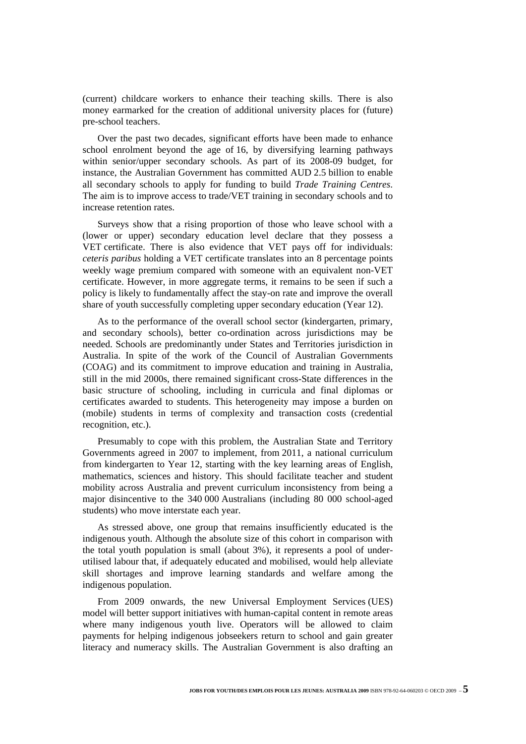(current) childcare workers to enhance their teaching skills. There is also money earmarked for the creation of additional university places for (future) pre-school teachers.

Over the past two decades, significant efforts have been made to enhance school enrolment beyond the age of 16, by diversifying learning pathways within senior/upper secondary schools. As part of its 2008-09 budget, for instance, the Australian Government has committed AUD 2.5 billion to enable all secondary schools to apply for funding to build *Trade Training Centres*. The aim is to improve access to trade/VET training in secondary schools and to increase retention rates.

Surveys show that a rising proportion of those who leave school with a (lower or upper) secondary education level declare that they possess a VET certificate. There is also evidence that VET pays off for individuals: *ceteris paribus* holding a VET certificate translates into an 8 percentage points weekly wage premium compared with someone with an equivalent non-VET certificate. However, in more aggregate terms, it remains to be seen if such a policy is likely to fundamentally affect the stay-on rate and improve the overall share of youth successfully completing upper secondary education (Year 12).

As to the performance of the overall school sector (kindergarten, primary, and secondary schools), better co-ordination across jurisdictions may be needed. Schools are predominantly under States and Territories jurisdiction in Australia. In spite of the work of the Council of Australian Governments (COAG) and its commitment to improve education and training in Australia, still in the mid 2000s, there remained significant cross-State differences in the basic structure of schooling, including in curricula and final diplomas or certificates awarded to students. This heterogeneity may impose a burden on (mobile) students in terms of complexity and transaction costs (credential recognition, etc.).

Presumably to cope with this problem, the Australian State and Territory Governments agreed in 2007 to implement, from 2011, a national curriculum from kindergarten to Year 12, starting with the key learning areas of English, mathematics, sciences and history. This should facilitate teacher and student mobility across Australia and prevent curriculum inconsistency from being a major disincentive to the 340 000 Australians (including 80 000 school-aged students) who move interstate each year.

As stressed above, one group that remains insufficiently educated is the indigenous youth. Although the absolute size of this cohort in comparison with the total youth population is small (about 3%), it represents a pool of under-utilised labour that, if adequately educated and mobilised, would help alleviate skill shortages and improve learning standards and welfare among the indigenous population.

From 2009 onwards, the new Universal Employment Services (UES) model will better support initiatives with human-capital content in remote areas where many indigenous youth live. Operators will be allowed to claim payments for helping indigenous jobseekers return to school and gain greater literacy and numeracy skills. The Australian Government is also drafting an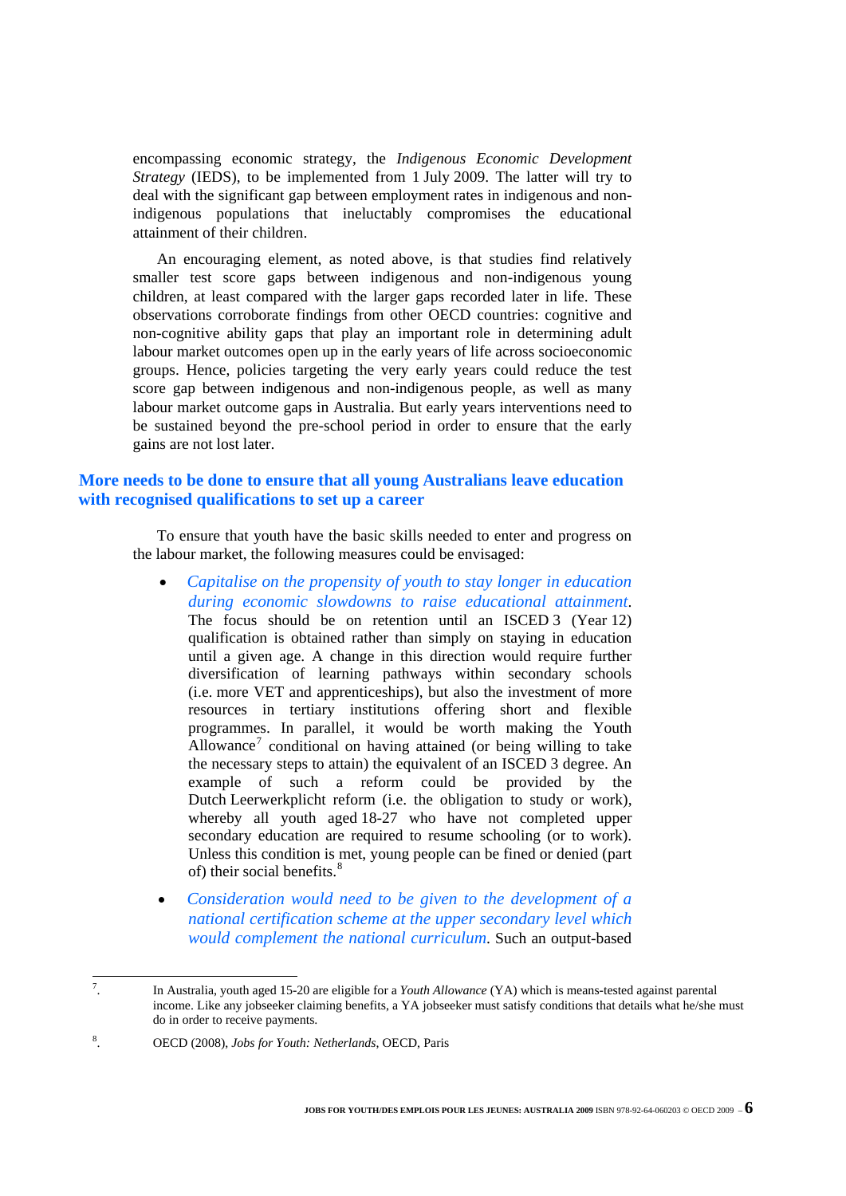encompassing economic strategy, the *Indigenous Economic Development Strategy* (IEDS), to be implemented from 1 July 2009. The latter will try to deal with the significant gap between employment rates in indigenous and non-indigenous populations that ineluctably compromises the educational attainment of their children.

An encouraging element, as noted above, is that studies find relatively smaller test score gaps between indigenous and non-indigenous young children, at least compared with the larger gaps recorded later in life. These observations corroborate findings from other OECD countries: cognitive and non-cognitive ability gaps that play an important role in determining adult labour market outcomes open up in the early years of life across socioeconomic groups. Hence, policies targeting the very early years could reduce the test score gap between indigenous and non-indigenous people, as well as many labour market outcome gaps in Australia. But early years interventions need to be sustained beyond the pre-school period in order to ensure that the early gains are not lost later.

## More needs to be done to ensure that all young Australians leave education with recognised qualifications to set up a career

To ensure that youth have the basic skills needed to enter and progress on the labour market, the following measures could be envisaged:

- *Capitalise on the propensity of youth to stay longer in education during economic slowdowns to raise educational attainment.* The focus should be on retention until an ISCED 3 (Year 12) qualification is obtained rather than simply on staying in education until a given age. A change in this direction would require further diversification of learning pathways within secondary schools (i.e. more VET and apprenticeships), but also the investment of more resources in tertiary institutions offering short and flexible programmes. In parallel, it would be worth making the Youth Allowance[7] conditional on having attained (or being willing to take the necessary steps to attain) the equivalent of an ISCED 3 degree. An example of such a reform could be provided by the Dutch Leerwerkplicht reform (i.e. the obligation to study or work), whereby all youth aged 18-27 who have not completed upper secondary education are required to resume schooling (or to work). Unless this condition is met, young people can be fined or denied (part of) their social benefits.[8]

- *Consideration would need to be given to the development of a national certification scheme at the upper secondary level which would complement the national curriculum.* Such an output-based

---

[7]. In Australia, youth aged 15-20 are eligible for a *Youth Allowance* (YA) which is means-tested against parental income. Like any jobseeker claiming benefits, a YA jobseeker must satisfy conditions that details what he/she must do in order to receive payments.

[8]. OECD (2008), *Jobs for Youth: Netherlands*, OECD, Paris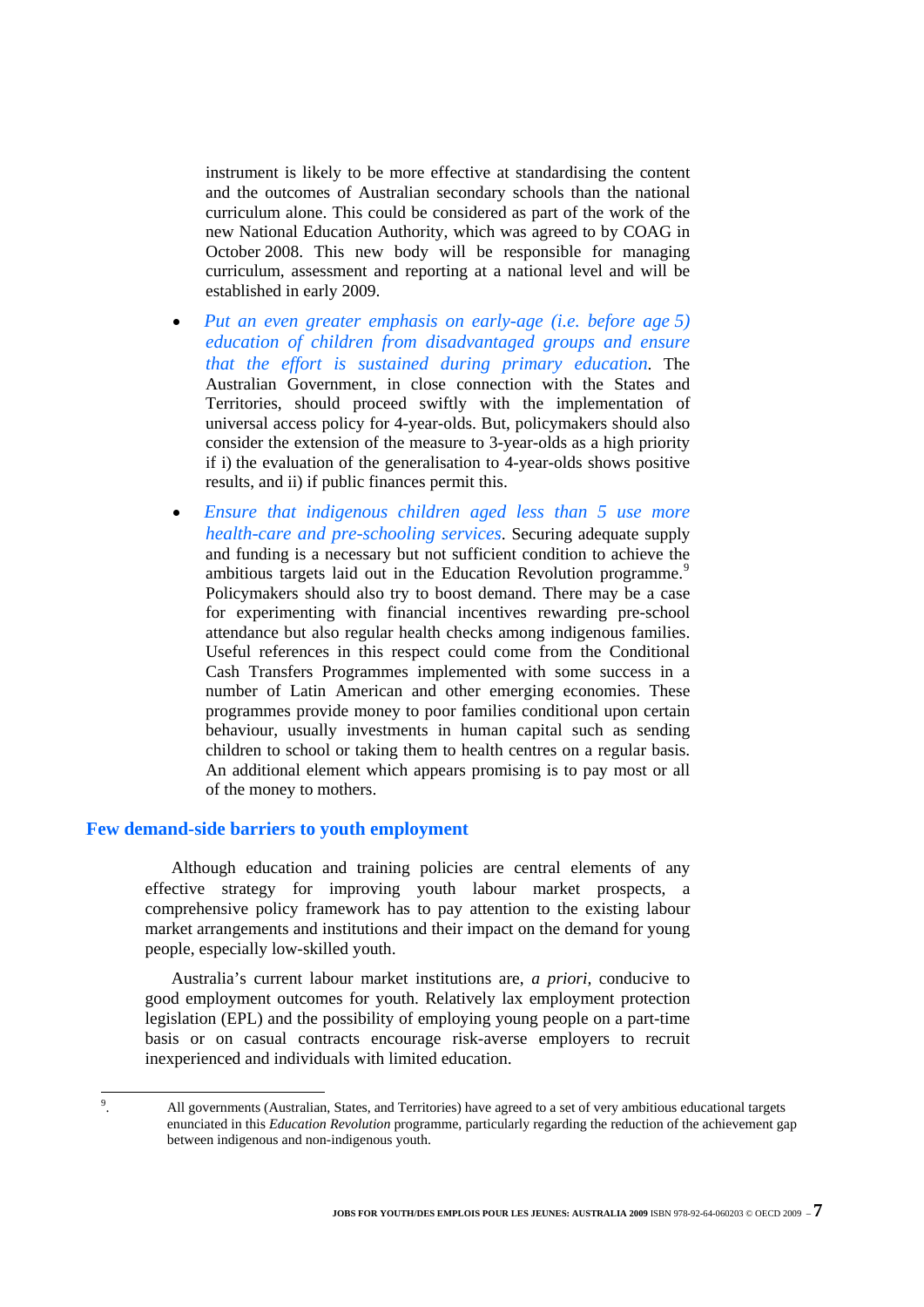instrument is likely to be more effective at standardising the content and the outcomes of Australian secondary schools than the national curriculum alone. This could be considered as part of the work of the new National Education Authority, which was agreed to by COAG in October 2008. This new body will be responsible for managing curriculum, assessment and reporting at a national level and will be established in early 2009.

- *Put an even greater emphasis on early-age (i.e. before age 5) education of children from disadvantaged groups and ensure that the effort is sustained during primary education*. The Australian Government, in close connection with the States and Territories, should proceed swiftly with the implementation of universal access policy for 4-year-olds. But, policymakers should also consider the extension of the measure to 3-year-olds as a high priority if i) the evaluation of the generalisation to 4-year-olds shows positive results, and ii) if public finances permit this.
- *Ensure that indigenous children aged less than 5 use more health-care and pre-schooling services*. Securing adequate supply and funding is a necessary but not sufficient condition to achieve the ambitious targets laid out in the Education Revolution programme.[9] Policymakers should also try to boost demand. There may be a case for experimenting with financial incentives rewarding pre-school attendance but also regular health checks among indigenous families. Useful references in this respect could come from the Conditional Cash Transfers Programmes implemented with some success in a number of Latin American and other emerging economies. These programmes provide money to poor families conditional upon certain behaviour, usually investments in human capital such as sending children to school or taking them to health centres on a regular basis. An additional element which appears promising is to pay most or all of the money to mothers.

## Few demand-side barriers to youth employment

Although education and training policies are central elements of any effective strategy for improving youth labour market prospects, a comprehensive policy framework has to pay attention to the existing labour market arrangements and institutions and their impact on the demand for young people, especially low-skilled youth.

Australia's current labour market institutions are, *a priori*, conducive to good employment outcomes for youth. Relatively lax employment protection legislation (EPL) and the possibility of employing young people on a part-time basis or on casual contracts encourage risk-averse employers to recruit inexperienced and individuals with limited education.

---

9. All governments (Australian, States, and Territories) have agreed to a set of very ambitious educational targets enunciated in this *Education Revolution* programme, particularly regarding the reduction of the achievement gap between indigenous and non-indigenous youth.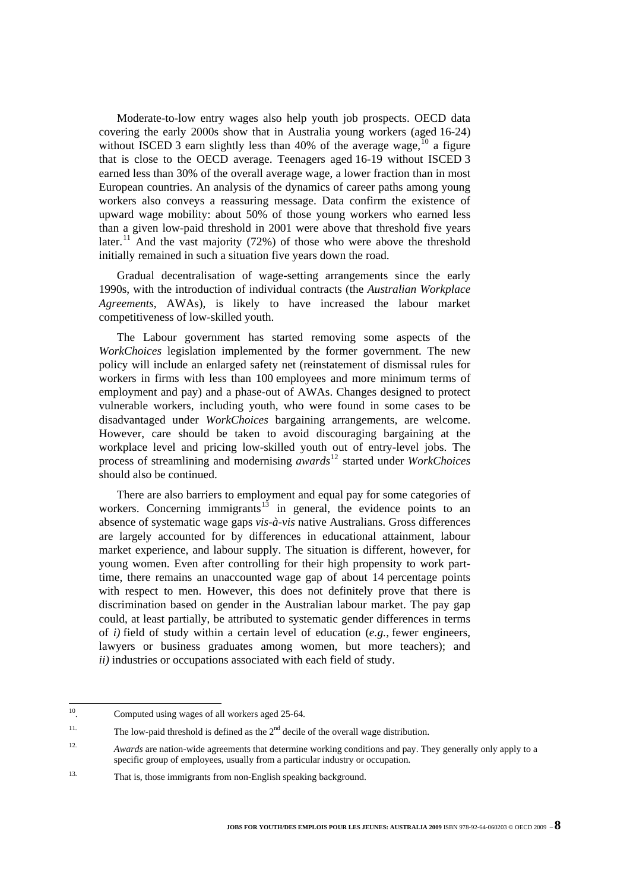Moderate-to-low entry wages also help youth job prospects. OECD data covering the early 2000s show that in Australia young workers (aged 16-24) without ISCED 3 earn slightly less than 40% of the average wage,[10] a figure that is close to the OECD average. Teenagers aged 16-19 without ISCED 3 earned less than 30% of the overall average wage, a lower fraction than in most European countries. An analysis of the dynamics of career paths among young workers also conveys a reassuring message. Data confirm the existence of upward wage mobility: about 50% of those young workers who earned less than a given low-paid threshold in 2001 were above that threshold five years later.[11] And the vast majority (72%) of those who were above the threshold initially remained in such a situation five years down the road.

Gradual decentralisation of wage-setting arrangements since the early 1990s, with the introduction of individual contracts (the *Australian Workplace Agreements*, AWAs), is likely to have increased the labour market competitiveness of low-skilled youth.

The Labour government has started removing some aspects of the *WorkChoices* legislation implemented by the former government. The new policy will include an enlarged safety net (reinstatement of dismissal rules for workers in firms with less than 100 employees and more minimum terms of employment and pay) and a phase-out of AWAs. Changes designed to protect vulnerable workers, including youth, who were found in some cases to be disadvantaged under *WorkChoices* bargaining arrangements, are welcome. However, care should be taken to avoid discouraging bargaining at the workplace level and pricing low-skilled youth out of entry-level jobs. The process of streamlining and modernising *awards*[12] started under *WorkChoices* should also be continued.

There are also barriers to employment and equal pay for some categories of workers. Concerning immigrants[13] in general, the evidence points to an absence of systematic wage gaps *vis-à-vis* native Australians. Gross differences are largely accounted for by differences in educational attainment, labour market experience, and labour supply. The situation is different, however, for young women. Even after controlling for their high propensity to work part-time, there remains an unaccounted wage gap of about 14 percentage points with respect to men. However, this does not definitely prove that there is discrimination based on gender in the Australian labour market. The pay gap could, at least partially, be attributed to systematic gender differences in terms of *i)* field of study within a certain level of education (*e.g.*, fewer engineers, lawyers or business graduates among women, but more teachers); and *ii)* industries or occupations associated with each field of study.

---

10. Computed using wages of all workers aged 25-64.

11. The low-paid threshold is defined as the 2nd decile of the overall wage distribution.

12. *Awards* are nation-wide agreements that determine working conditions and pay. They generally only apply to a specific group of employees, usually from a particular industry or occupation.

13. That is, those immigrants from non-English speaking background.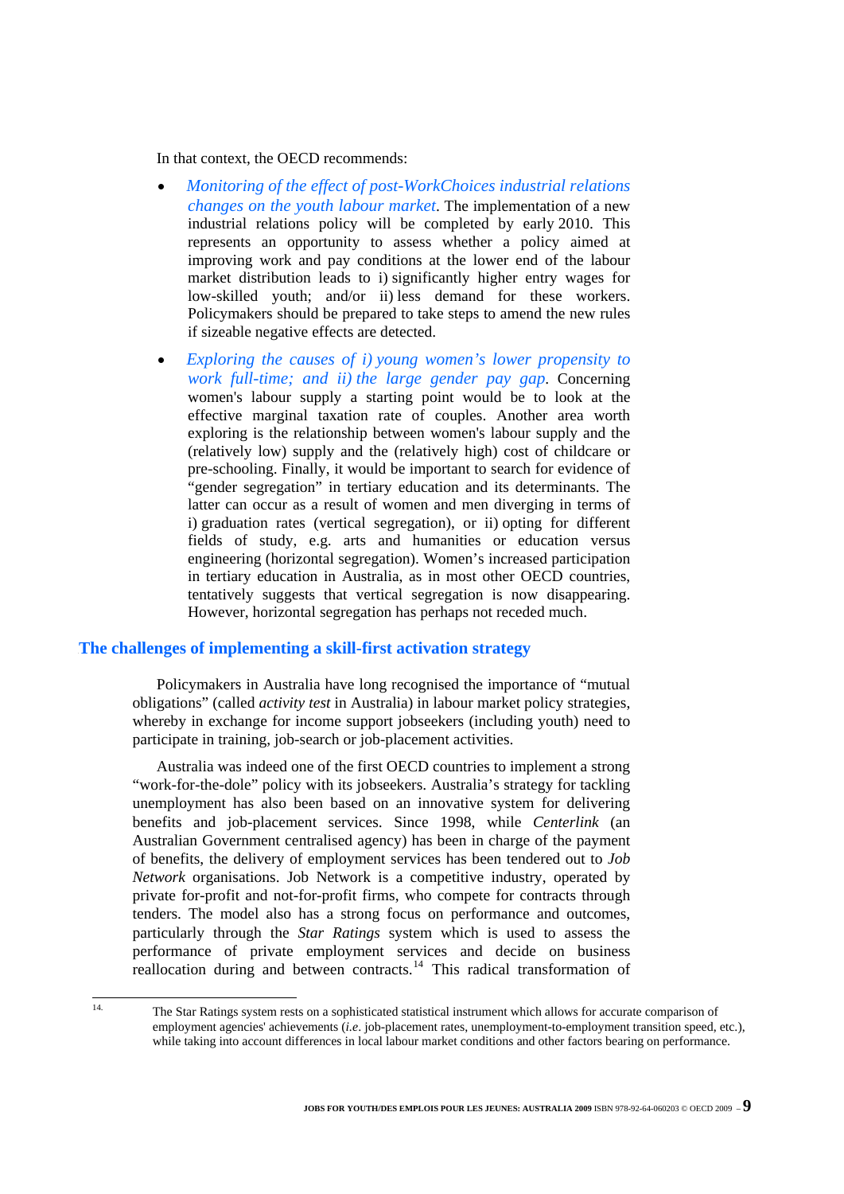In that context, the OECD recommends:

- *Monitoring of the effect of post-WorkChoices industrial relations changes on the youth labour market*. The implementation of a new industrial relations policy will be completed by early 2010. This represents an opportunity to assess whether a policy aimed at improving work and pay conditions at the lower end of the labour market distribution leads to i) significantly higher entry wages for low-skilled youth; and/or ii) less demand for these workers. Policymakers should be prepared to take steps to amend the new rules if sizeable negative effects are detected.
- *Exploring the causes of i) young women's lower propensity to work full-time; and ii) the large gender pay gap*. Concerning women's labour supply a starting point would be to look at the effective marginal taxation rate of couples. Another area worth exploring is the relationship between women's labour supply and the (relatively low) supply and the (relatively high) cost of childcare or pre-schooling. Finally, it would be important to search for evidence of "gender segregation" in tertiary education and its determinants. The latter can occur as a result of women and men diverging in terms of i) graduation rates (vertical segregation), or ii) opting for different fields of study, e.g. arts and humanities or education versus engineering (horizontal segregation). Women's increased participation in tertiary education in Australia, as in most other OECD countries, tentatively suggests that vertical segregation is now disappearing. However, horizontal segregation has perhaps not receded much.

## The challenges of implementing a skill-first activation strategy

Policymakers in Australia have long recognised the importance of "mutual obligations" (called *activity test* in Australia) in labour market policy strategies, whereby in exchange for income support jobseekers (including youth) need to participate in training, job-search or job-placement activities.

Australia was indeed one of the first OECD countries to implement a strong "work-for-the-dole" policy with its jobseekers. Australia's strategy for tackling unemployment has also been based on an innovative system for delivering benefits and job-placement services. Since 1998, while *Centerlink* (an Australian Government centralised agency) has been in charge of the payment of benefits, the delivery of employment services has been tendered out to *Job Network* organisations. Job Network is a competitive industry, operated by private for-profit and not-for-profit firms, who compete for contracts through tenders. The model also has a strong focus on performance and outcomes, particularly through the *Star Ratings* system which is used to assess the performance of private employment services and decide on business reallocation during and between contracts.[14] This radical transformation of

[14] The Star Ratings system rests on a sophisticated statistical instrument which allows for accurate comparison of employment agencies' achievements (*i.e.* job-placement rates, unemployment-to-employment transition speed, etc.), while taking into account differences in local labour market conditions and other factors bearing on performance.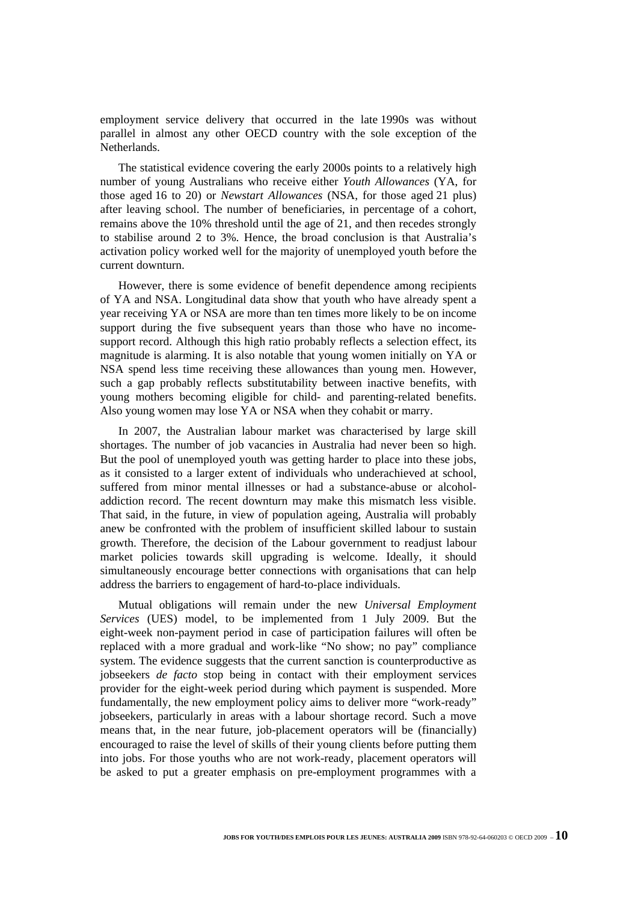employment service delivery that occurred in the late 1990s was without parallel in almost any other OECD country with the sole exception of the Netherlands.

The statistical evidence covering the early 2000s points to a relatively high number of young Australians who receive either *Youth Allowances* (YA, for those aged 16 to 20) or *Newstart Allowances* (NSA, for those aged 21 plus) after leaving school. The number of beneficiaries, in percentage of a cohort, remains above the 10% threshold until the age of 21, and then recedes strongly to stabilise around 2 to 3%. Hence, the broad conclusion is that Australia's activation policy worked well for the majority of unemployed youth before the current downturn.

However, there is some evidence of benefit dependence among recipients of YA and NSA. Longitudinal data show that youth who have already spent a year receiving YA or NSA are more than ten times more likely to be on income support during the five subsequent years than those who have no income-support record. Although this high ratio probably reflects a selection effect, its magnitude is alarming. It is also notable that young women initially on YA or NSA spend less time receiving these allowances than young men. However, such a gap probably reflects substitutability between inactive benefits, with young mothers becoming eligible for child- and parenting-related benefits. Also young women may lose YA or NSA when they cohabit or marry.

In 2007, the Australian labour market was characterised by large skill shortages. The number of job vacancies in Australia had never been so high. But the pool of unemployed youth was getting harder to place into these jobs, as it consisted to a larger extent of individuals who underachieved at school, suffered from minor mental illnesses or had a substance-abuse or alcohol-addiction record. The recent downturn may make this mismatch less visible. That said, in the future, in view of population ageing, Australia will probably anew be confronted with the problem of insufficient skilled labour to sustain growth. Therefore, the decision of the Labour government to readjust labour market policies towards skill upgrading is welcome. Ideally, it should simultaneously encourage better connections with organisations that can help address the barriers to engagement of hard-to-place individuals.

Mutual obligations will remain under the new *Universal Employment Services* (UES) model, to be implemented from 1 July 2009. But the eight-week non-payment period in case of participation failures will often be replaced with a more gradual and work-like "No show; no pay" compliance system. The evidence suggests that the current sanction is counterproductive as jobseekers *de facto* stop being in contact with their employment services provider for the eight-week period during which payment is suspended. More fundamentally, the new employment policy aims to deliver more "work-ready" jobseekers, particularly in areas with a labour shortage record. Such a move means that, in the near future, job-placement operators will be (financially) encouraged to raise the level of skills of their young clients before putting them into jobs. For those youths who are not work-ready, placement operators will be asked to put a greater emphasis on pre-employment programmes with a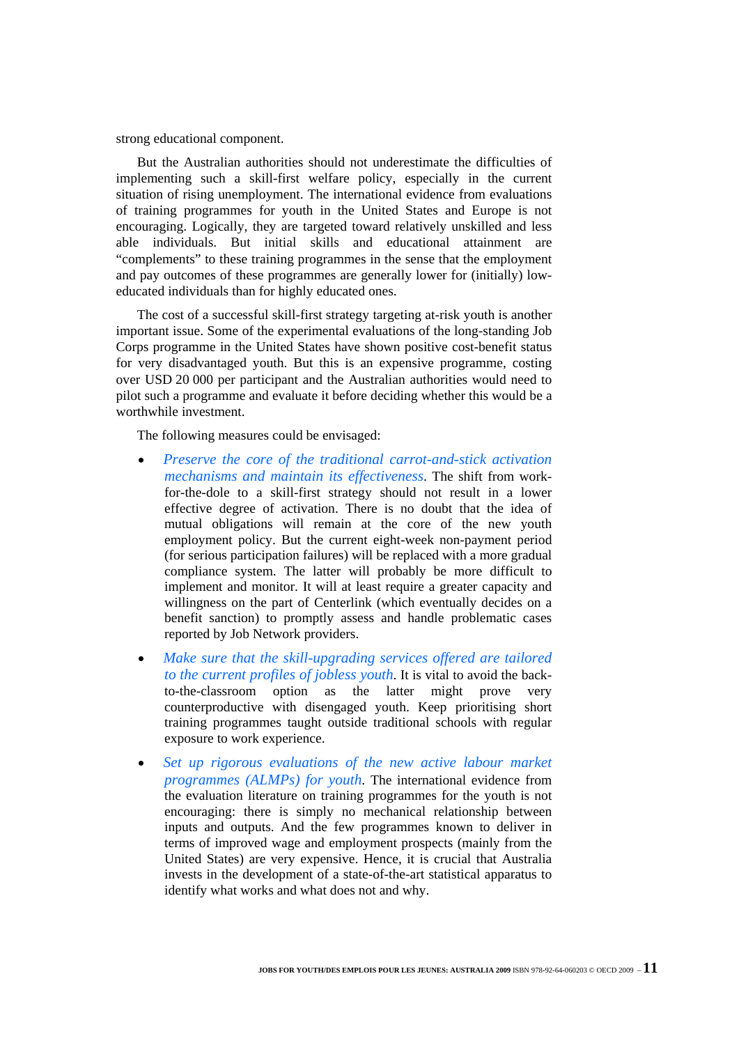strong educational component.

But the Australian authorities should not underestimate the difficulties of implementing such a skill-first welfare policy, especially in the current situation of rising unemployment. The international evidence from evaluations of training programmes for youth in the United States and Europe is not encouraging. Logically, they are targeted toward relatively unskilled and less able individuals. But initial skills and educational attainment are "complements" to these training programmes in the sense that the employment and pay outcomes of these programmes are generally lower for (initially) low-educated individuals than for highly educated ones.

The cost of a successful skill-first strategy targeting at-risk youth is another important issue. Some of the experimental evaluations of the long-standing Job Corps programme in the United States have shown positive cost-benefit status for very disadvantaged youth. But this is an expensive programme, costing over USD 20 000 per participant and the Australian authorities would need to pilot such a programme and evaluate it before deciding whether this would be a worthwhile investment.

The following measures could be envisaged:

- *Preserve the core of the traditional carrot-and-stick activation mechanisms and maintain its effectiveness*. The shift from work-for-the-dole to a skill-first strategy should not result in a lower effective degree of activation. There is no doubt that the idea of mutual obligations will remain at the core of the new youth employment policy. But the current eight-week non-payment period (for serious participation failures) will be replaced with a more gradual compliance system. The latter will probably be more difficult to implement and monitor. It will at least require a greater capacity and willingness on the part of Centerlink (which eventually decides on a benefit sanction) to promptly assess and handle problematic cases reported by Job Network providers.
- *Make sure that the skill-upgrading services offered are tailored to the current profiles of jobless youth*. It is vital to avoid the back-to-the-classroom option as the latter might prove very counterproductive with disengaged youth. Keep prioritising short training programmes taught outside traditional schools with regular exposure to work experience.
- *Set up rigorous evaluations of the new active labour market programmes (ALMPs) for youth*. The international evidence from the evaluation literature on training programmes for the youth is not encouraging: there is simply no mechanical relationship between inputs and outputs. And the few programmes known to deliver in terms of improved wage and employment prospects (mainly from the United States) are very expensive. Hence, it is crucial that Australia invests in the development of a state-of-the-art statistical apparatus to identify what works and what does not and why.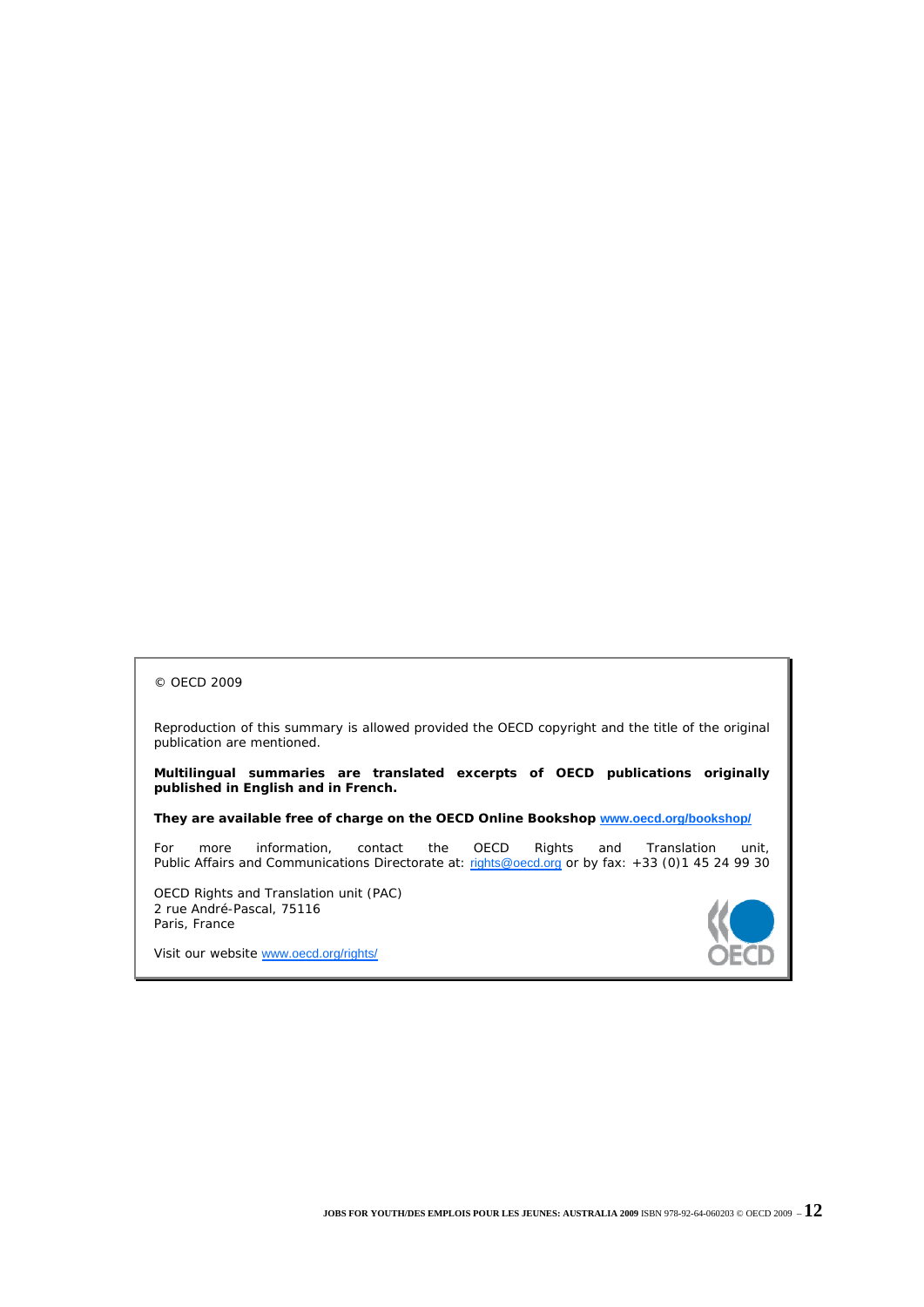© OECD 2009

Reproduction of this summary is allowed provided the OECD copyright and the title of the original publication are mentioned.

**Multilingual summaries are translated excerpts of OECD publications originally published in English and in French.**

**They are available free of charge on the OECD Online Bookshop www.oecd.org/bookshop/**

For more information, contact the OECD Rights and Translation unit, Public Affairs and Communications Directorate at: rights@oecd.org or by fax: +33 (0)1 45 24 99 30

OECD Rights and Translation unit (PAC)
2 rue André-Pascal, 75116
Paris, France

Visit our website www.oecd.org/rights/